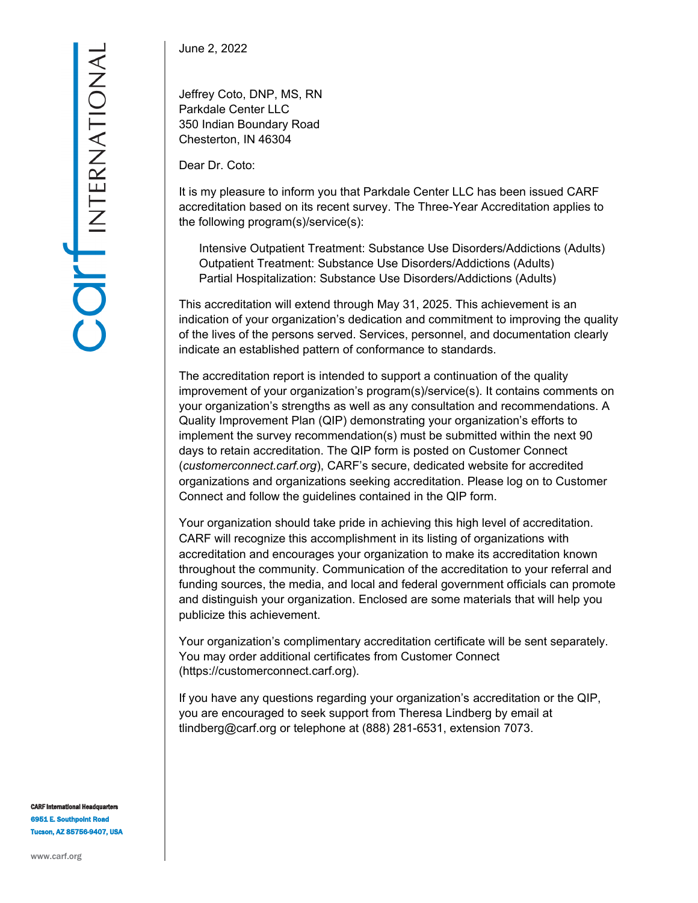carf INTERNATIONAL

June 2, 2022

Jeffrey Coto, DNP, MS, RN
Parkdale Center LLC
350 Indian Boundary Road
Chesterton, IN 46304

Dear Dr. Coto:

It is my pleasure to inform you that Parkdale Center LLC has been issued CARF accreditation based on its recent survey. The Three-Year Accreditation applies to the following program(s)/service(s):

Intensive Outpatient Treatment: Substance Use Disorders/Addictions (Adults)
Outpatient Treatment: Substance Use Disorders/Addictions (Adults)
Partial Hospitalization: Substance Use Disorders/Addictions (Adults)

This accreditation will extend through May 31, 2025. This achievement is an indication of your organization's dedication and commitment to improving the quality of the lives of the persons served. Services, personnel, and documentation clearly indicate an established pattern of conformance to standards.

The accreditation report is intended to support a continuation of the quality improvement of your organization's program(s)/service(s). It contains comments on your organization's strengths as well as any consultation and recommendations. A Quality Improvement Plan (QIP) demonstrating your organization's efforts to implement the survey recommendation(s) must be submitted within the next 90 days to retain accreditation. The QIP form is posted on Customer Connect (*customerconnect.carf.org*), CARF's secure, dedicated website for accredited organizations and organizations seeking accreditation. Please log on to Customer Connect and follow the guidelines contained in the QIP form.

Your organization should take pride in achieving this high level of accreditation. CARF will recognize this accomplishment in its listing of organizations with accreditation and encourages your organization to make its accreditation known throughout the community. Communication of the accreditation to your referral and funding sources, the media, and local and federal government officials can promote and distinguish your organization. Enclosed are some materials that will help you publicize this achievement.

Your organization's complimentary accreditation certificate will be sent separately. You may order additional certificates from Customer Connect (https://customerconnect.carf.org).

If you have any questions regarding your organization's accreditation or the QIP, you are encouraged to seek support from Theresa Lindberg by email at tlindberg@carf.org or telephone at (888) 281-6531, extension 7073.

**CARF International Headquarters**
6951 E. Southpoint Road
Tucson, AZ 85756-9407, USA

www.carf.org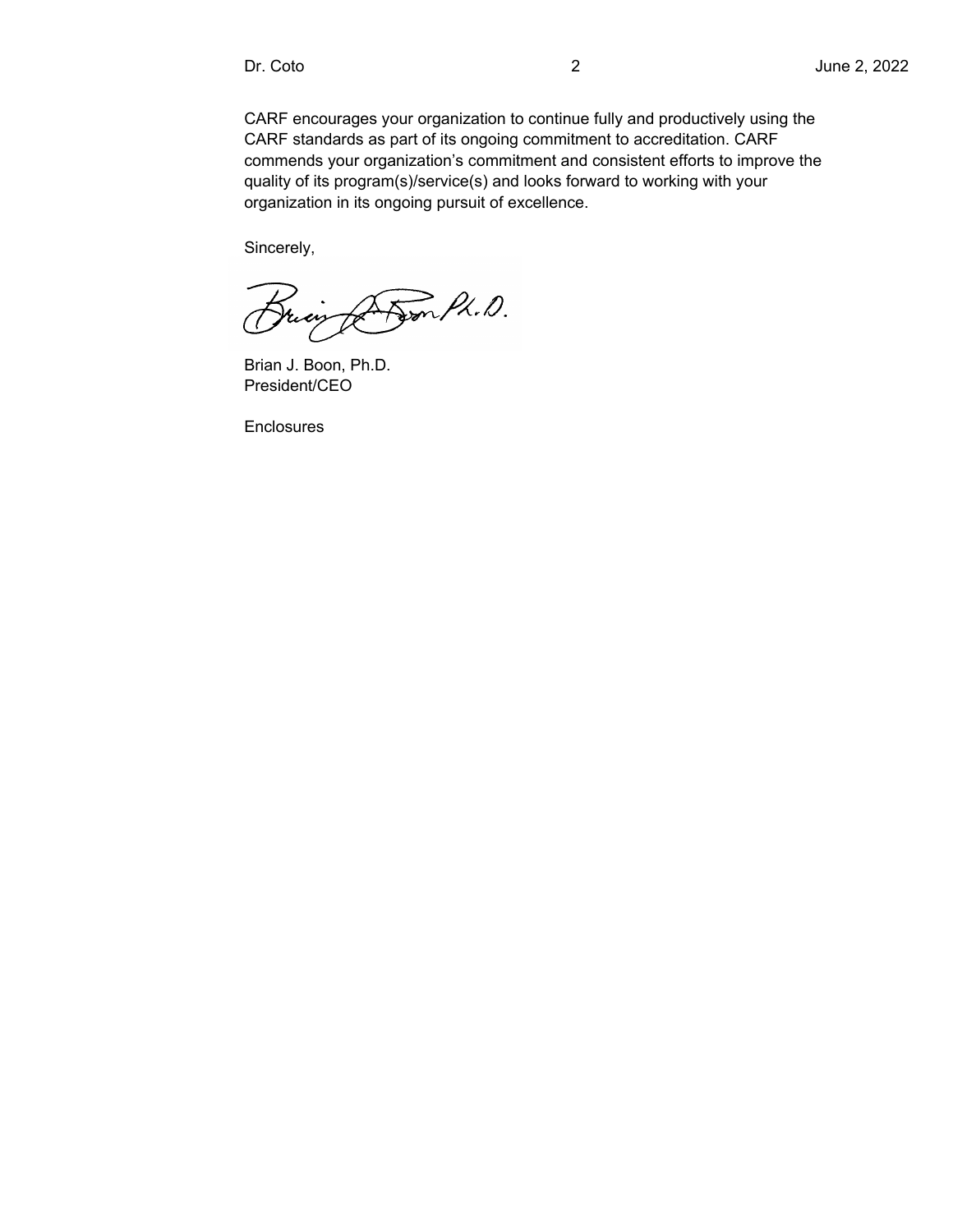CARF encourages your organization to continue fully and productively using the CARF standards as part of its ongoing commitment to accreditation. CARF commends your organization's commitment and consistent efforts to improve the quality of its program(s)/service(s) and looks forward to working with your organization in its ongoing pursuit of excellence.

Sincerely,

Brian J. Boon, Ph.D.
President/CEO

Enclosures